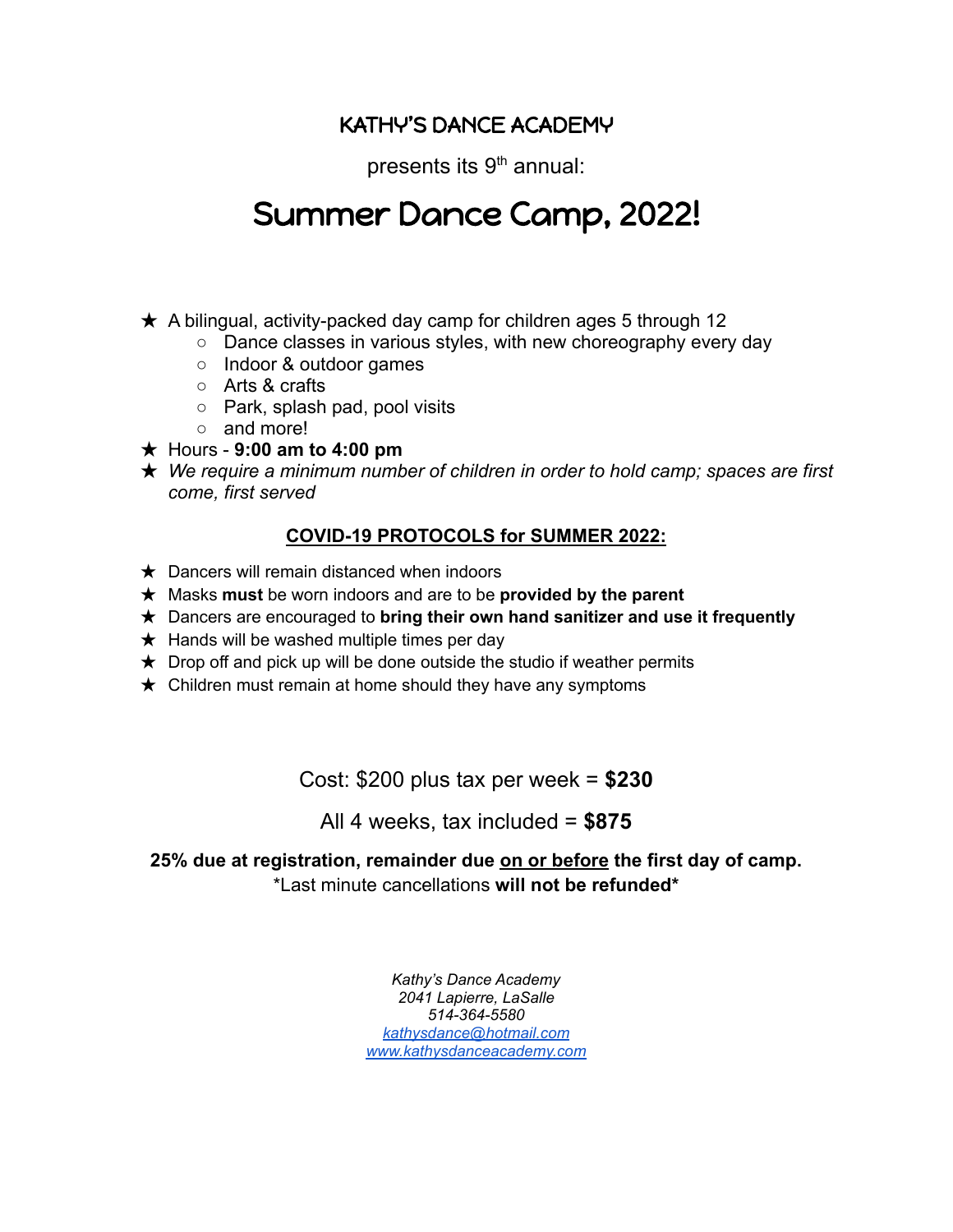## KATHY'S DANCE ACADEMY

presents its 9th annual:

# Summer Dance Camp, 2022!

- A bilingual, activity-packed day camp for children ages 5 through 12
    - Dance classes in various styles, with new choreography every day
    - Indoor & outdoor games
    - Arts & crafts
    - Park, splash pad, pool visits
    - and more!
- Hours - **9:00 am to 4:00 pm**
- *We require a minimum number of children in order to hold camp; spaces are first come, first served*

### <u>COVID-19 PROTOCOLS for SUMMER 2022:</u>

- Dancers will remain distanced when indoors
- Masks **must** be worn indoors and are to be **provided by the parent**
- Dancers are encouraged to **bring their own hand sanitizer and use it frequently**
- Hands will be washed multiple times per day
- Drop off and pick up will be done outside the studio if weather permits
- Children must remain at home should they have any symptoms

Cost: $200 plus tax per week = **$230**

All 4 weeks, tax included = **$875**

**25% due at registration, remainder due <u>on or before</u> the first day of camp.**

*Last minute cancellations **will not be refunded***

*Kathy's Dance Academy*
*2041 Lapierre, LaSalle*
*514-364-5580*
*kathysdance@hotmail.com*
*www.kathysdanceacademy.com*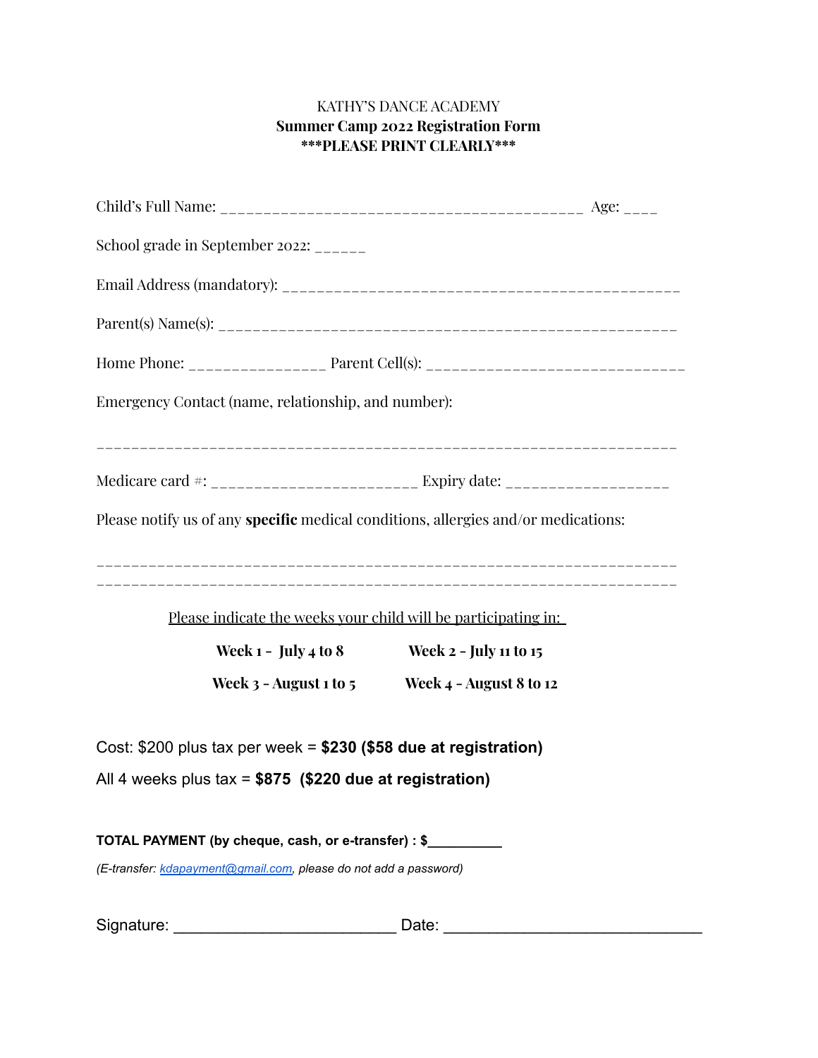KATHY'S DANCE ACADEMY

**Summer Camp 2022 Registration Form**

**\*\*\*PLEASE PRINT CLEARLY\*\*\***

Child's Full Name: ___________________________________________ Age: ____

School grade in September 2022: ______

Email Address (mandatory): _______________________________________________

Parent(s) Name(s): ______________________________________________________

Home Phone: ________________ Parent Cell(s): ______________________________

Emergency Contact (name, relationship, and number):

_____________________________________________________________________

Medicare card #: ________________________ Expiry date: ___________________

Please notify us of any **specific** medical conditions, allergies and/or medications:

_____________________________________________________________________

_____________________________________________________________________

Please indicate the weeks your child will be participating in:

**Week 1 - July 4 to 8** **Week 2 - July 11 to 15**

**Week 3 - August 1 to 5** **Week 4 - August 8 to 12**

Cost: $200 plus tax per week = **$230 ($58 due at registration)**

All 4 weeks plus tax = **$875 ($220 due at registration)**

**TOTAL PAYMENT (by cheque, cash, or e-transfer) : $__________**

*(E-transfer: kdapayment@gmail.com, please do not add a password)*

Signature: _________________________ Date: _____________________________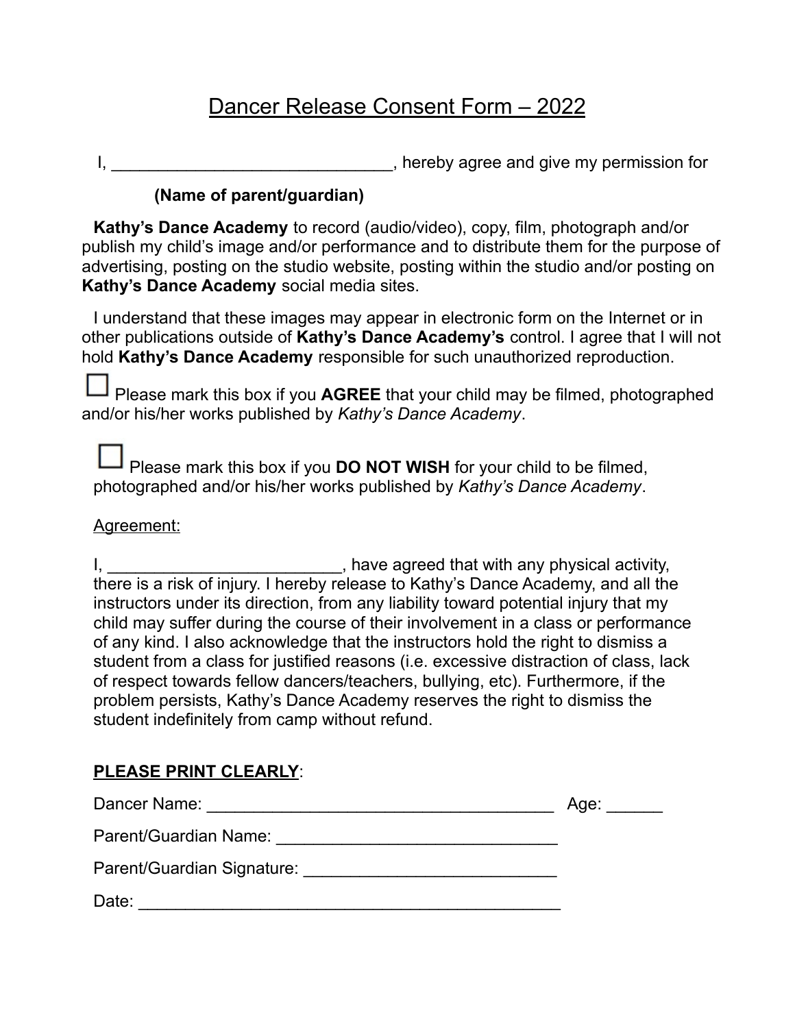# Dancer Release Consent Form – 2022

I, ______________________________, hereby agree and give my permission for

**(Name of parent/guardian)**

**Kathy's Dance Academy** to record (audio/video), copy, film, photograph and/or publish my child's image and/or performance and to distribute them for the purpose of advertising, posting on the studio website, posting within the studio and/or posting on **Kathy's Dance Academy** social media sites.

I understand that these images may appear in electronic form on the Internet or in other publications outside of **Kathy's Dance Academy's** control. I agree that I will not hold **Kathy's Dance Academy** responsible for such unauthorized reproduction.

☐ Please mark this box if you **AGREE** that your child may be filmed, photographed and/or his/her works published by *Kathy's Dance Academy*.

☐ Please mark this box if you **DO NOT WISH** for your child to be filmed, photographed and/or his/her works published by *Kathy's Dance Academy*.

Agreement:

I, _________________________, have agreed that with any physical activity, there is a risk of injury. I hereby release to Kathy's Dance Academy, and all the instructors under its direction, from any liability toward potential injury that my child may suffer during the course of their involvement in a class or performance of any kind. I also acknowledge that the instructors hold the right to dismiss a student from a class for justified reasons (i.e. excessive distraction of class, lack of respect towards fellow dancers/teachers, bullying, etc). Furthermore, if the problem persists, Kathy's Dance Academy reserves the right to dismiss the student indefinitely from camp without refund.

**PLEASE PRINT CLEARLY**:

Dancer Name: _____________________________________ Age: ______

Parent/Guardian Name: _____________________________

Parent/Guardian Signature: ___________________________

Date: _____________________________________________